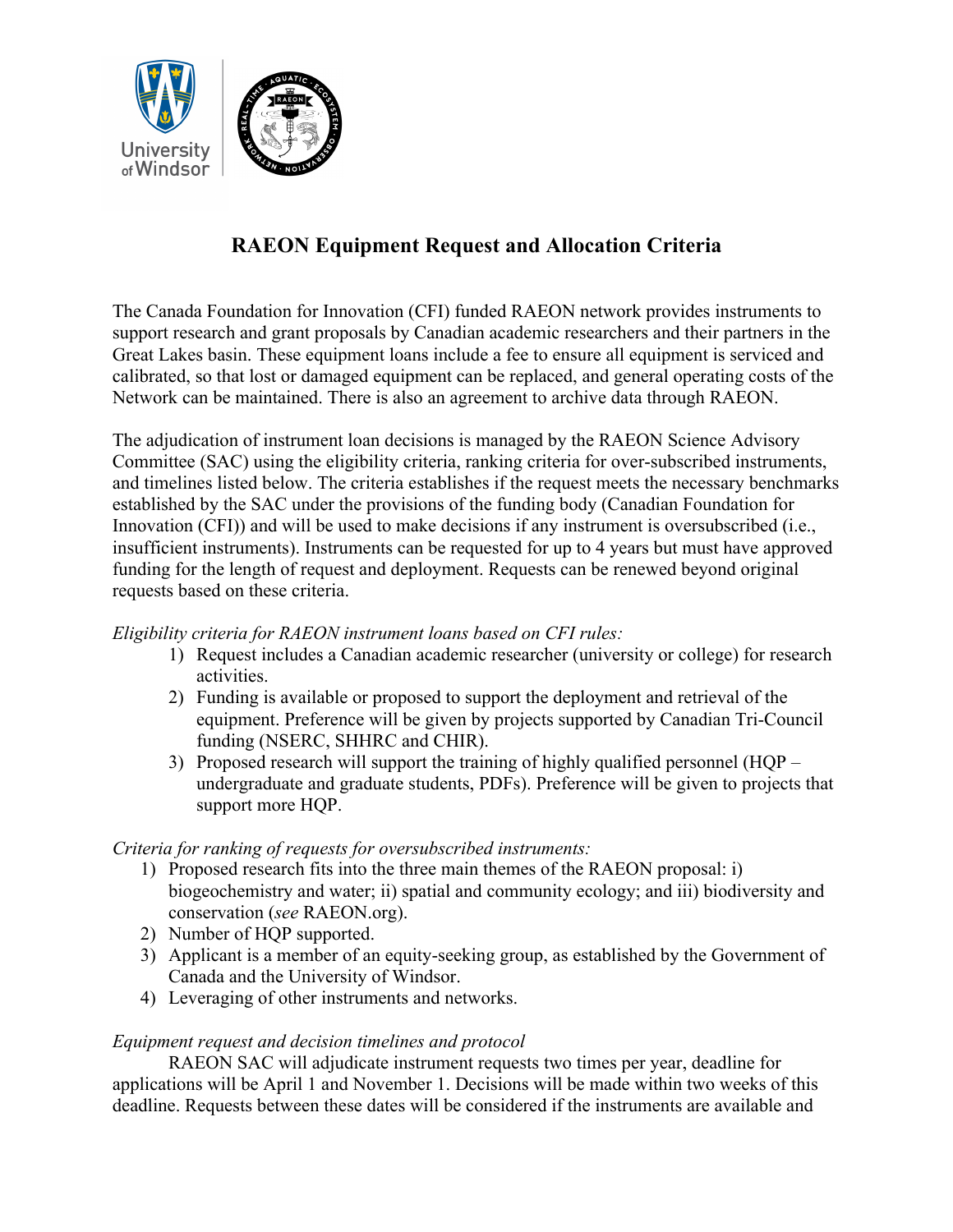# RAEON Equipment Request and Allocation Criteria

The Canada Foundation for Innovation (CFI) funded RAEON network provides instruments to support research and grant proposals by Canadian academic researchers and their partners in the Great Lakes basin. These equipment loans include a fee to ensure all equipment is serviced and calibrated, so that lost or damaged equipment can be replaced, and general operating costs of the Network can be maintained. There is also an agreement to archive data through RAEON.

The adjudication of instrument loan decisions is managed by the RAEON Science Advisory Committee (SAC) using the eligibility criteria, ranking criteria for over-subscribed instruments, and timelines listed below. The criteria establishes if the request meets the necessary benchmarks established by the SAC under the provisions of the funding body (Canadian Foundation for Innovation (CFI)) and will be used to make decisions if any instrument is oversubscribed (i.e., insufficient instruments). Instruments can be requested for up to 4 years but must have approved funding for the length of request and deployment. Requests can be renewed beyond original requests based on these criteria.

*Eligibility criteria for RAEON instrument loans based on CFI rules:*

1) Request includes a Canadian academic researcher (university or college) for research activities.
2) Funding is available or proposed to support the deployment and retrieval of the equipment. Preference will be given by projects supported by Canadian Tri-Council funding (NSERC, SHHRC and CHIR).
3) Proposed research will support the training of highly qualified personnel (HQP – undergraduate and graduate students, PDFs). Preference will be given to projects that support more HQP.

*Criteria for ranking of requests for oversubscribed instruments:*

1) Proposed research fits into the three main themes of the RAEON proposal: i) biogeochemistry and water; ii) spatial and community ecology; and iii) biodiversity and conservation (*see* RAEON.org).
2) Number of HQP supported.
3) Applicant is a member of an equity-seeking group, as established by the Government of Canada and the University of Windsor.
4) Leveraging of other instruments and networks.

*Equipment request and decision timelines and protocol*

RAEON SAC will adjudicate instrument requests two times per year, deadline for applications will be April 1 and November 1. Decisions will be made within two weeks of this deadline. Requests between these dates will be considered if the instruments are available and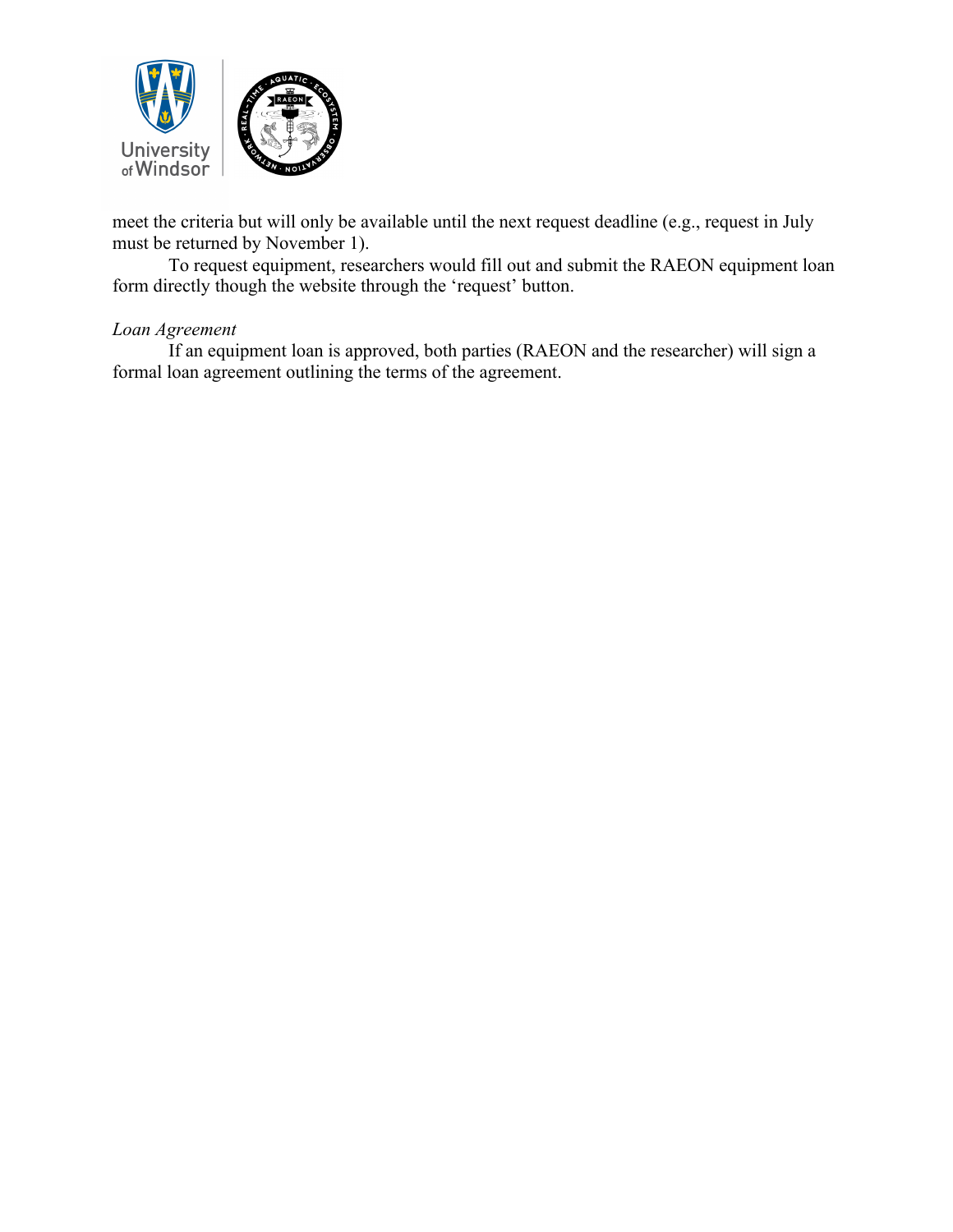meet the criteria but will only be available until the next request deadline (e.g., request in July must be returned by November 1).

To request equipment, researchers would fill out and submit the RAEON equipment loan form directly though the website through the 'request' button.

*Loan Agreement*

If an equipment loan is approved, both parties (RAEON and the researcher) will sign a formal loan agreement outlining the terms of the agreement.